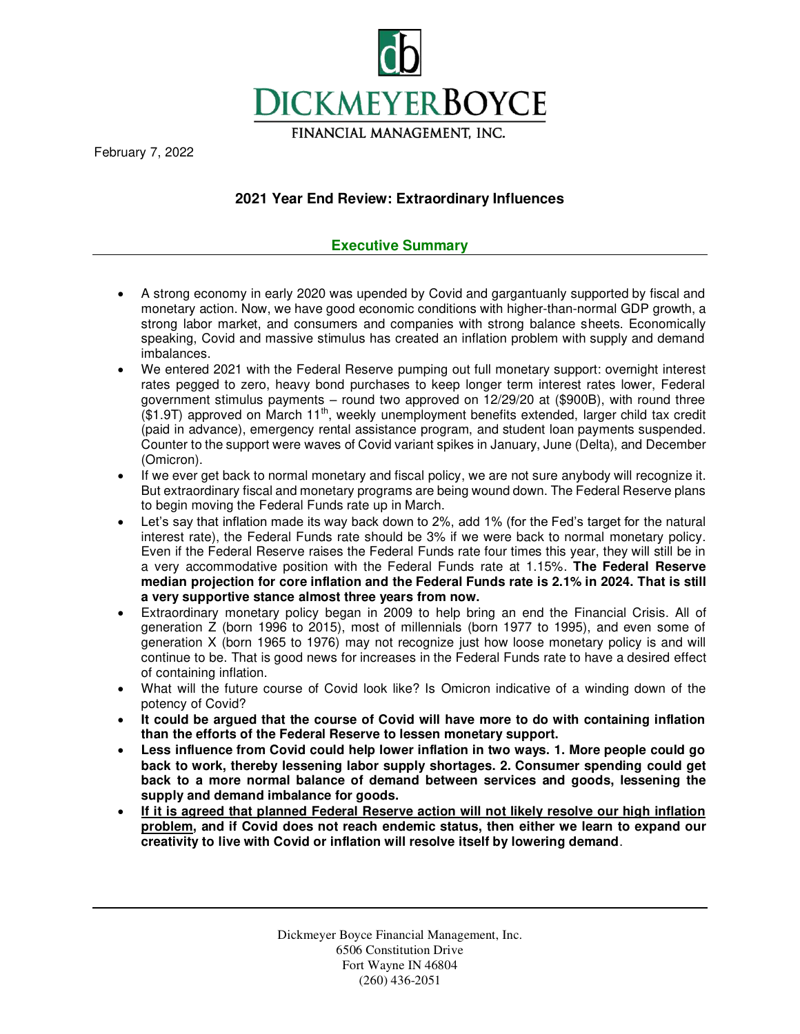# DICKMEYER BOYCE

FINANCIAL MANAGEMENT, INC.

February 7, 2022

## 2021 Year End Review: Extraordinary Influences

### Executive Summary

- A strong economy in early 2020 was upended by Covid and gargantuanly supported by fiscal and monetary action. Now, we have good economic conditions with higher-than-normal GDP growth, a strong labor market, and consumers and companies with strong balance sheets. Economically speaking, Covid and massive stimulus has created an inflation problem with supply and demand imbalances.
- We entered 2021 with the Federal Reserve pumping out full monetary support: overnight interest rates pegged to zero, heavy bond purchases to keep longer term interest rates lower, Federal government stimulus payments – round two approved on 12/29/20 at ($900B), with round three ($1.9T) approved on March 11th, weekly unemployment benefits extended, larger child tax credit (paid in advance), emergency rental assistance program, and student loan payments suspended. Counter to the support were waves of Covid variant spikes in January, June (Delta), and December (Omicron).
- If we ever get back to normal monetary and fiscal policy, we are not sure anybody will recognize it. But extraordinary fiscal and monetary programs are being wound down. The Federal Reserve plans to begin moving the Federal Funds rate up in March.
- Let's say that inflation made its way back down to 2%, add 1% (for the Fed's target for the natural interest rate), the Federal Funds rate should be 3% if we were back to normal monetary policy. Even if the Federal Reserve raises the Federal Funds rate four times this year, they will still be in a very accommodative position with the Federal Funds rate at 1.15%. **The Federal Reserve median projection for core inflation and the Federal Funds rate is 2.1% in 2024. That is still a very supportive stance almost three years from now.**
- Extraordinary monetary policy began in 2009 to help bring an end the Financial Crisis. All of generation Z (born 1996 to 2015), most of millennials (born 1977 to 1995), and even some of generation X (born 1965 to 1976) may not recognize just how loose monetary policy is and will continue to be. That is good news for increases in the Federal Funds rate to have a desired effect of containing inflation.
- What will the future course of Covid look like? Is Omicron indicative of a winding down of the potency of Covid?
- **It could be argued that the course of Covid will have more to do with containing inflation than the efforts of the Federal Reserve to lessen monetary support.**
- **Less influence from Covid could help lower inflation in two ways. 1. More people could go back to work, thereby lessening labor supply shortages. 2. Consumer spending could get back to a more normal balance of demand between services and goods, lessening the supply and demand imbalance for goods.**
- **<u>If it is agreed that planned Federal Reserve action will not likely resolve our high inflation problem</u>, and if Covid does not reach endemic status, then either we learn to expand our creativity to live with Covid or inflation will resolve itself by lowering demand**.

Dickmeyer Boyce Financial Management, Inc.
6506 Constitution Drive
Fort Wayne IN 46804
(260) 436-2051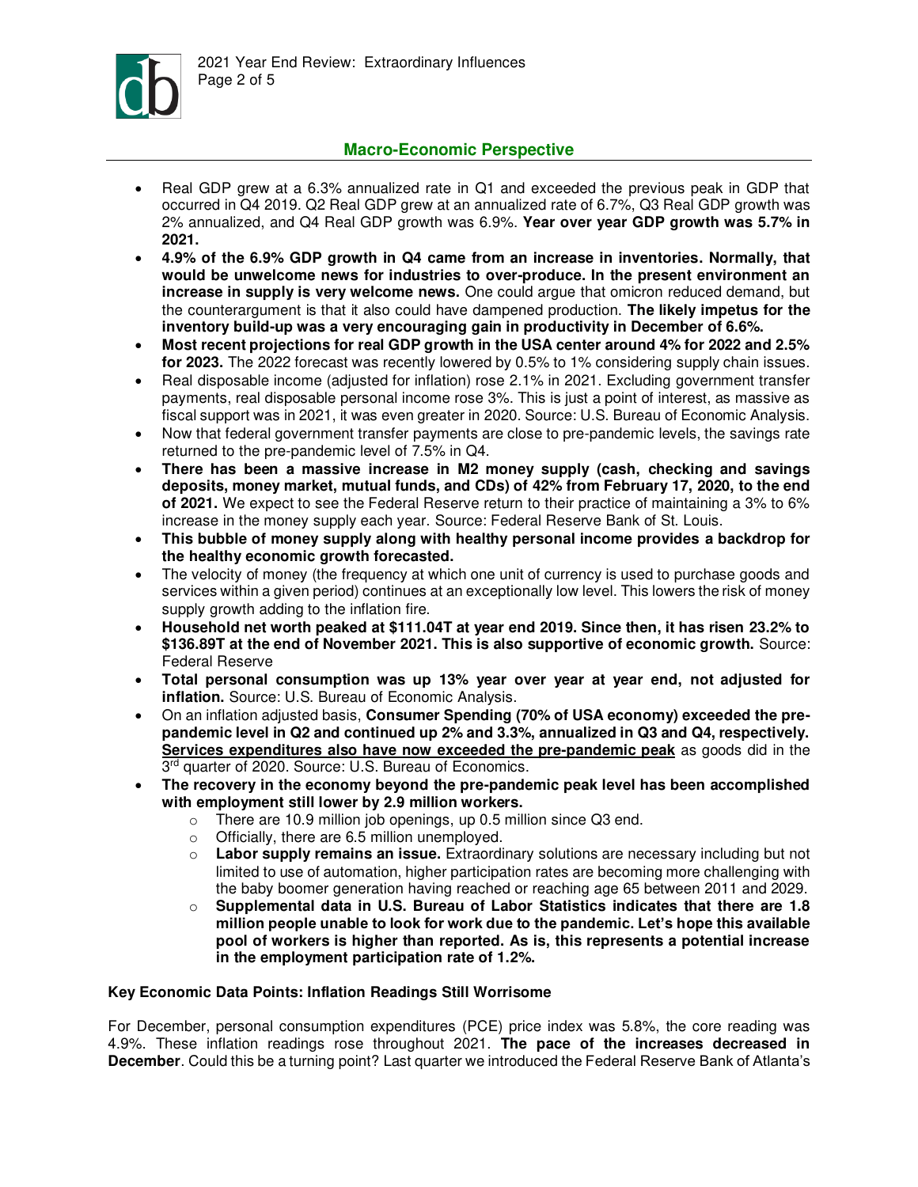## Macro-Economic Perspective

- Real GDP grew at a 6.3% annualized rate in Q1 and exceeded the previous peak in GDP that occurred in Q4 2019. Q2 Real GDP grew at an annualized rate of 6.7%, Q3 Real GDP growth was 2% annualized, and Q4 Real GDP growth was 6.9%. **Year over year GDP growth was 5.7% in 2021.**
- **4.9% of the 6.9% GDP growth in Q4 came from an increase in inventories. Normally, that would be unwelcome news for industries to over-produce. In the present environment an increase in supply is very welcome news.** One could argue that omicron reduced demand, but the counterargument is that it also could have dampened production. **The likely impetus for the inventory build-up was a very encouraging gain in productivity in December of 6.6%.**
- **Most recent projections for real GDP growth in the USA center around 4% for 2022 and 2.5% for 2023.** The 2022 forecast was recently lowered by 0.5% to 1% considering supply chain issues.
- Real disposable income (adjusted for inflation) rose 2.1% in 2021. Excluding government transfer payments, real disposable personal income rose 3%. This is just a point of interest, as massive as fiscal support was in 2021, it was even greater in 2020. Source: U.S. Bureau of Economic Analysis.
- Now that federal government transfer payments are close to pre-pandemic levels, the savings rate returned to the pre-pandemic level of 7.5% in Q4.
- **There has been a massive increase in M2 money supply (cash, checking and savings deposits, money market, mutual funds, and CDs) of 42% from February 17, 2020, to the end of 2021.** We expect to see the Federal Reserve return to their practice of maintaining a 3% to 6% increase in the money supply each year. Source: Federal Reserve Bank of St. Louis.
- **This bubble of money supply along with healthy personal income provides a backdrop for the healthy economic growth forecasted.**
- The velocity of money (the frequency at which one unit of currency is used to purchase goods and services within a given period) continues at an exceptionally low level. This lowers the risk of money supply growth adding to the inflation fire.
- **Household net worth peaked at $111.04T at year end 2019. Since then, it has risen 23.2% to $136.89T at the end of November 2021. This is also supportive of economic growth.** Source: Federal Reserve
- **Total personal consumption was up 13% year over year at year end, not adjusted for inflation.** Source: U.S. Bureau of Economic Analysis.
- On an inflation adjusted basis, **Consumer Spending (70% of USA economy) exceeded the pre-pandemic level in Q2 and continued up 2% and 3.3%, annualized in Q3 and Q4, respectively. <u>Services expenditures also have now exceeded the pre-pandemic peak</u>** as goods did in the 3rd quarter of 2020. Source: U.S. Bureau of Economics.
- **The recovery in the economy beyond the pre-pandemic peak level has been accomplished with employment still lower by 2.9 million workers.**
  - There are 10.9 million job openings, up 0.5 million since Q3 end.
  - Officially, there are 6.5 million unemployed.
  - **Labor supply remains an issue.** Extraordinary solutions are necessary including but not limited to use of automation, higher participation rates are becoming more challenging with the baby boomer generation having reached or reaching age 65 between 2011 and 2029.
  - **Supplemental data in U.S. Bureau of Labor Statistics indicates that there are 1.8 million people unable to look for work due to the pandemic. Let's hope this available pool of workers is higher than reported. As is, this represents a potential increase in the employment participation rate of 1.2%.**

### Key Economic Data Points: Inflation Readings Still Worrisome

For December, personal consumption expenditures (PCE) price index was 5.8%, the core reading was 4.9%. These inflation readings rose throughout 2021. **The pace of the increases decreased in December**. Could this be a turning point? Last quarter we introduced the Federal Reserve Bank of Atlanta's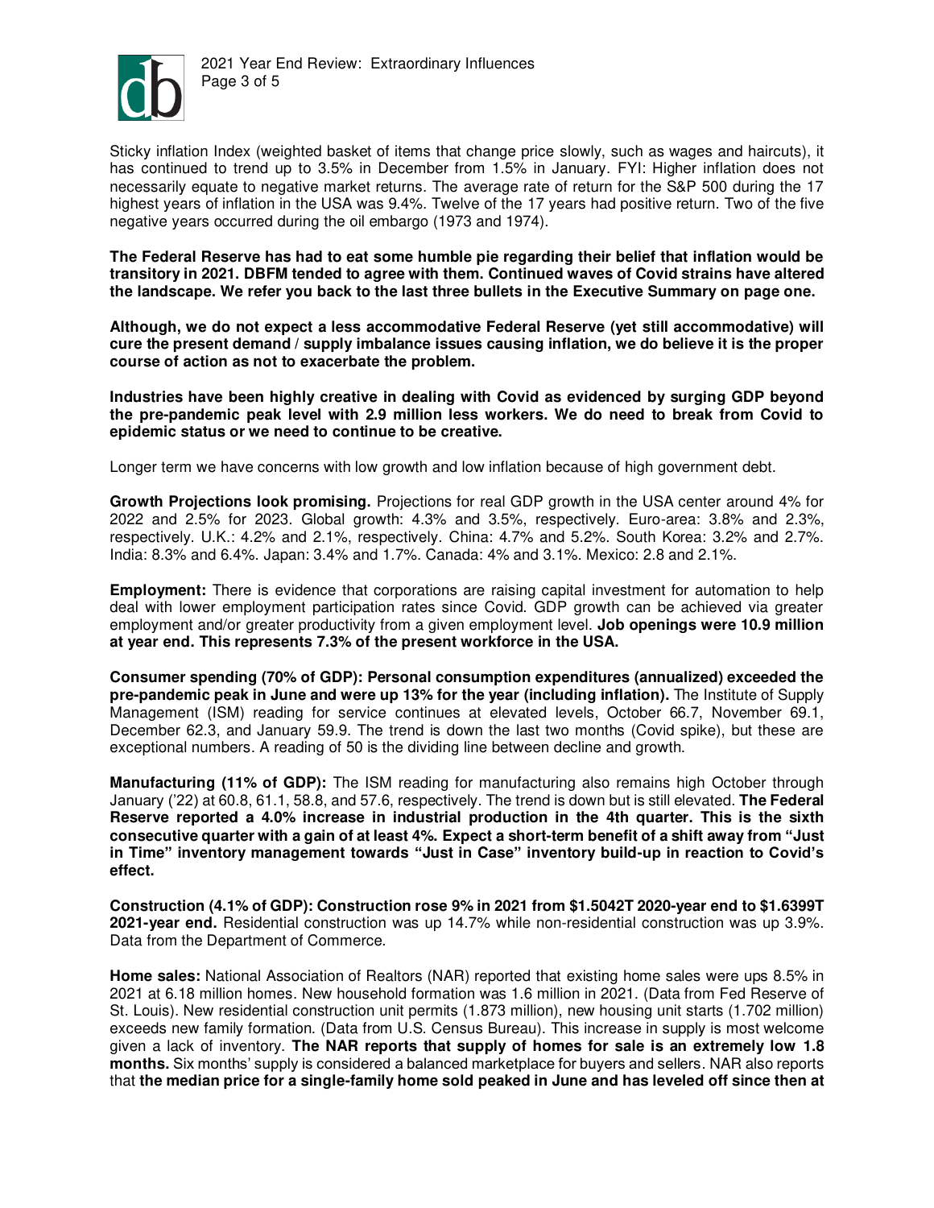Sticky inflation Index (weighted basket of items that change price slowly, such as wages and haircuts), it has continued to trend up to 3.5% in December from 1.5% in January. FYI: Higher inflation does not necessarily equate to negative market returns. The average rate of return for the S&P 500 during the 17 highest years of inflation in the USA was 9.4%. Twelve of the 17 years had positive return. Two of the five negative years occurred during the oil embargo (1973 and 1974).

**The Federal Reserve has had to eat some humble pie regarding their belief that inflation would be transitory in 2021. DBFM tended to agree with them. Continued waves of Covid strains have altered the landscape. We refer you back to the last three bullets in the Executive Summary on page one.**

**Although, we do not expect a less accommodative Federal Reserve (yet still accommodative) will cure the present demand / supply imbalance issues causing inflation, we do believe it is the proper course of action as not to exacerbate the problem.**

**Industries have been highly creative in dealing with Covid as evidenced by surging GDP beyond the pre-pandemic peak level with 2.9 million less workers. We do need to break from Covid to epidemic status or we need to continue to be creative.**

Longer term we have concerns with low growth and low inflation because of high government debt.

**Growth Projections look promising.** Projections for real GDP growth in the USA center around 4% for 2022 and 2.5% for 2023. Global growth: 4.3% and 3.5%, respectively. Euro-area: 3.8% and 2.3%, respectively. U.K.: 4.2% and 2.1%, respectively. China: 4.7% and 5.2%. South Korea: 3.2% and 2.7%. India: 8.3% and 6.4%. Japan: 3.4% and 1.7%. Canada: 4% and 3.1%. Mexico: 2.8 and 2.1%.

**Employment:** There is evidence that corporations are raising capital investment for automation to help deal with lower employment participation rates since Covid. GDP growth can be achieved via greater employment and/or greater productivity from a given employment level. **Job openings were 10.9 million at year end. This represents 7.3% of the present workforce in the USA.**

**Consumer spending (70% of GDP): Personal consumption expenditures (annualized) exceeded the pre-pandemic peak in June and were up 13% for the year (including inflation).** The Institute of Supply Management (ISM) reading for service continues at elevated levels, October 66.7, November 69.1, December 62.3, and January 59.9. The trend is down the last two months (Covid spike), but these are exceptional numbers. A reading of 50 is the dividing line between decline and growth.

**Manufacturing (11% of GDP):** The ISM reading for manufacturing also remains high October through January ('22) at 60.8, 61.1, 58.8, and 57.6, respectively. The trend is down but is still elevated. **The Federal Reserve reported a 4.0% increase in industrial production in the 4th quarter. This is the sixth consecutive quarter with a gain of at least 4%. Expect a short-term benefit of a shift away from "Just in Time" inventory management towards "Just in Case" inventory build-up in reaction to Covid's effect.**

**Construction (4.1% of GDP): Construction rose 9% in 2021 from $1.5042T 2020-year end to $1.6399T 2021-year end.** Residential construction was up 14.7% while non-residential construction was up 3.9%. Data from the Department of Commerce.

**Home sales:** National Association of Realtors (NAR) reported that existing home sales were ups 8.5% in 2021 at 6.18 million homes. New household formation was 1.6 million in 2021. (Data from Fed Reserve of St. Louis). New residential construction unit permits (1.873 million), new housing unit starts (1.702 million) exceeds new family formation. (Data from U.S. Census Bureau). This increase in supply is most welcome given a lack of inventory. **The NAR reports that supply of homes for sale is an extremely low 1.8 months.** Six months' supply is considered a balanced marketplace for buyers and sellers. NAR also reports that **the median price for a single-family home sold peaked in June and has leveled off since then at**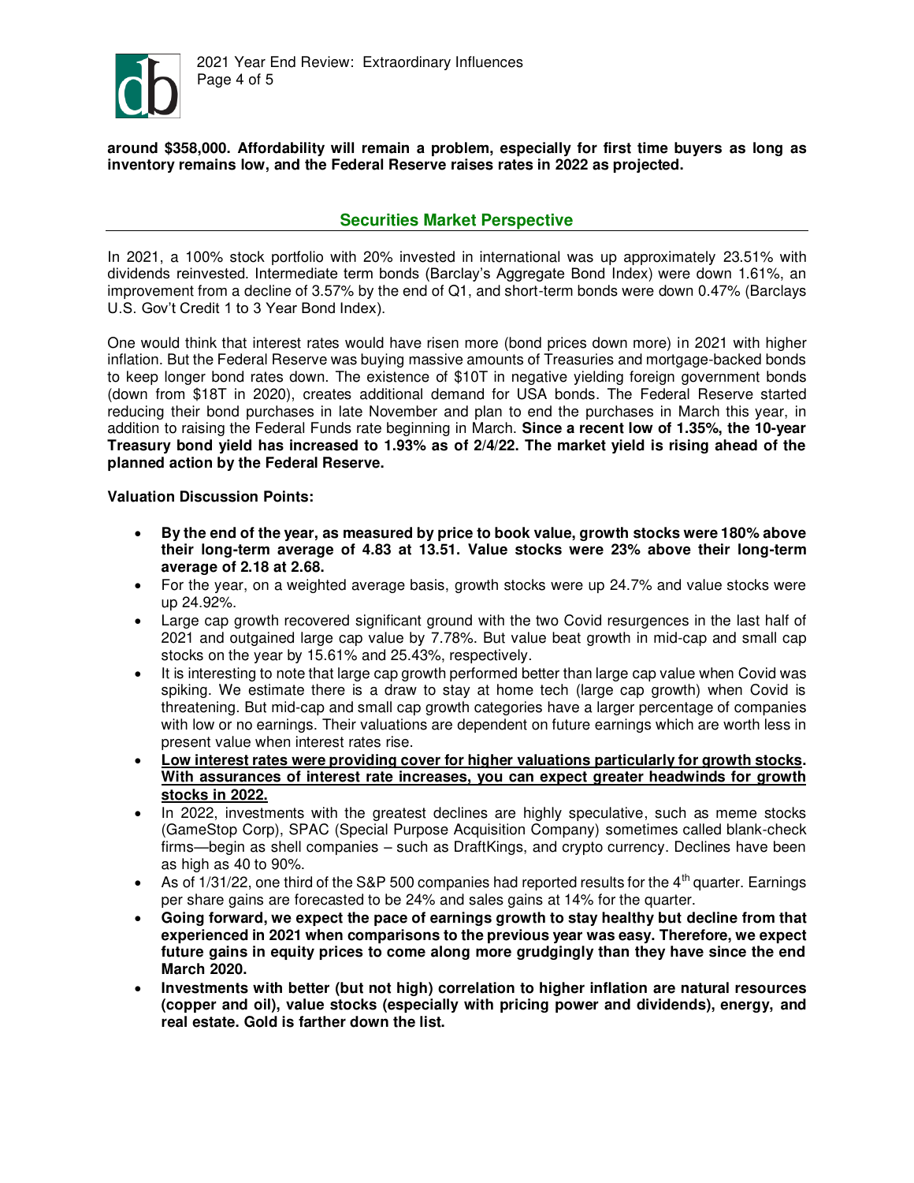**around $358,000. Affordability will remain a problem, especially for first time buyers as long as inventory remains low, and the Federal Reserve raises rates in 2022 as projected.**

## Securities Market Perspective

In 2021, a 100% stock portfolio with 20% invested in international was up approximately 23.51% with dividends reinvested. Intermediate term bonds (Barclay's Aggregate Bond Index) were down 1.61%, an improvement from a decline of 3.57% by the end of Q1, and short-term bonds were down 0.47% (Barclays U.S. Gov't Credit 1 to 3 Year Bond Index).

One would think that interest rates would have risen more (bond prices down more) in 2021 with higher inflation. But the Federal Reserve was buying massive amounts of Treasuries and mortgage-backed bonds to keep longer bond rates down. The existence of $10T in negative yielding foreign government bonds (down from $18T in 2020), creates additional demand for USA bonds. The Federal Reserve started reducing their bond purchases in late November and plan to end the purchases in March this year, in addition to raising the Federal Funds rate beginning in March. **Since a recent low of 1.35%, the 10-year Treasury bond yield has increased to 1.93% as of 2/4/22. The market yield is rising ahead of the planned action by the Federal Reserve.**

**Valuation Discussion Points:**

- **By the end of the year, as measured by price to book value, growth stocks were 180% above their long-term average of 4.83 at 13.51. Value stocks were 23% above their long-term average of 2.18 at 2.68.**
- For the year, on a weighted average basis, growth stocks were up 24.7% and value stocks were up 24.92%.
- Large cap growth recovered significant ground with the two Covid resurgences in the last half of 2021 and outgained large cap value by 7.78%. But value beat growth in mid-cap and small cap stocks on the year by 15.61% and 25.43%, respectively.
- It is interesting to note that large cap growth performed better than large cap value when Covid was spiking. We estimate there is a draw to stay at home tech (large cap growth) when Covid is threatening. But mid-cap and small cap growth categories have a larger percentage of companies with low or no earnings. Their valuations are dependent on future earnings which are worth less in present value when interest rates rise.
- **<u>Low interest rates were providing cover for higher valuations particularly for growth stocks</u>. <u>With assurances of interest rate increases, you can expect greater headwinds for growth stocks in 2022.</u>**
- In 2022, investments with the greatest declines are highly speculative, such as meme stocks (GameStop Corp), SPAC (Special Purpose Acquisition Company) sometimes called blank-check firms—begin as shell companies – such as DraftKings, and crypto currency. Declines have been as high as 40 to 90%.
- As of 1/31/22, one third of the S&P 500 companies had reported results for the 4th quarter. Earnings per share gains are forecasted to be 24% and sales gains at 14% for the quarter.
- **Going forward, we expect the pace of earnings growth to stay healthy but decline from that experienced in 2021 when comparisons to the previous year was easy. Therefore, we expect future gains in equity prices to come along more grudgingly than they have since the end March 2020.**
- **Investments with better (but not high) correlation to higher inflation are natural resources (copper and oil), value stocks (especially with pricing power and dividends), energy, and real estate. Gold is farther down the list.**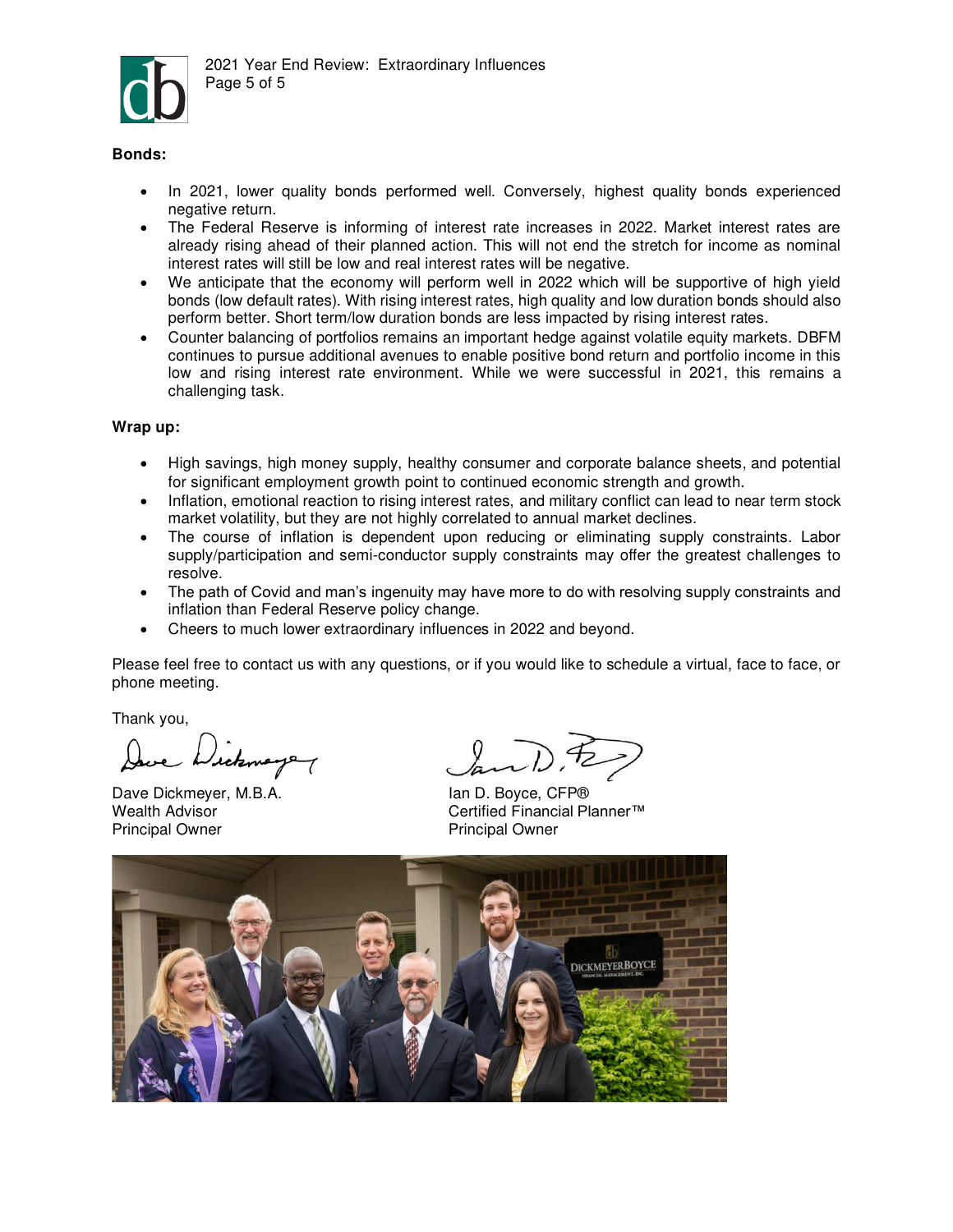**Bonds:**

- In 2021, lower quality bonds performed well. Conversely, highest quality bonds experienced negative return.
- The Federal Reserve is informing of interest rate increases in 2022. Market interest rates are already rising ahead of their planned action. This will not end the stretch for income as nominal interest rates will still be low and real interest rates will be negative.
- We anticipate that the economy will perform well in 2022 which will be supportive of high yield bonds (low default rates). With rising interest rates, high quality and low duration bonds should also perform better. Short term/low duration bonds are less impacted by rising interest rates.
- Counter balancing of portfolios remains an important hedge against volatile equity markets. DBFM continues to pursue additional avenues to enable positive bond return and portfolio income in this low and rising interest rate environment. While we were successful in 2021, this remains a challenging task.

**Wrap up:**

- High savings, high money supply, healthy consumer and corporate balance sheets, and potential for significant employment growth point to continued economic strength and growth.
- Inflation, emotional reaction to rising interest rates, and military conflict can lead to near term stock market volatility, but they are not highly correlated to annual market declines.
- The course of inflation is dependent upon reducing or eliminating supply constraints. Labor supply/participation and semi-conductor supply constraints may offer the greatest challenges to resolve.
- The path of Covid and man's ingenuity may have more to do with resolving supply constraints and inflation than Federal Reserve policy change.
- Cheers to much lower extraordinary influences in 2022 and beyond.

Please feel free to contact us with any questions, or if you would like to schedule a virtual, face to face, or phone meeting.

Thank you,

Dave Dickmeyer, M.B.A.
Wealth Advisor
Principal Owner

Ian D. Boyce, CFP®
Certified Financial Planner™
Principal Owner